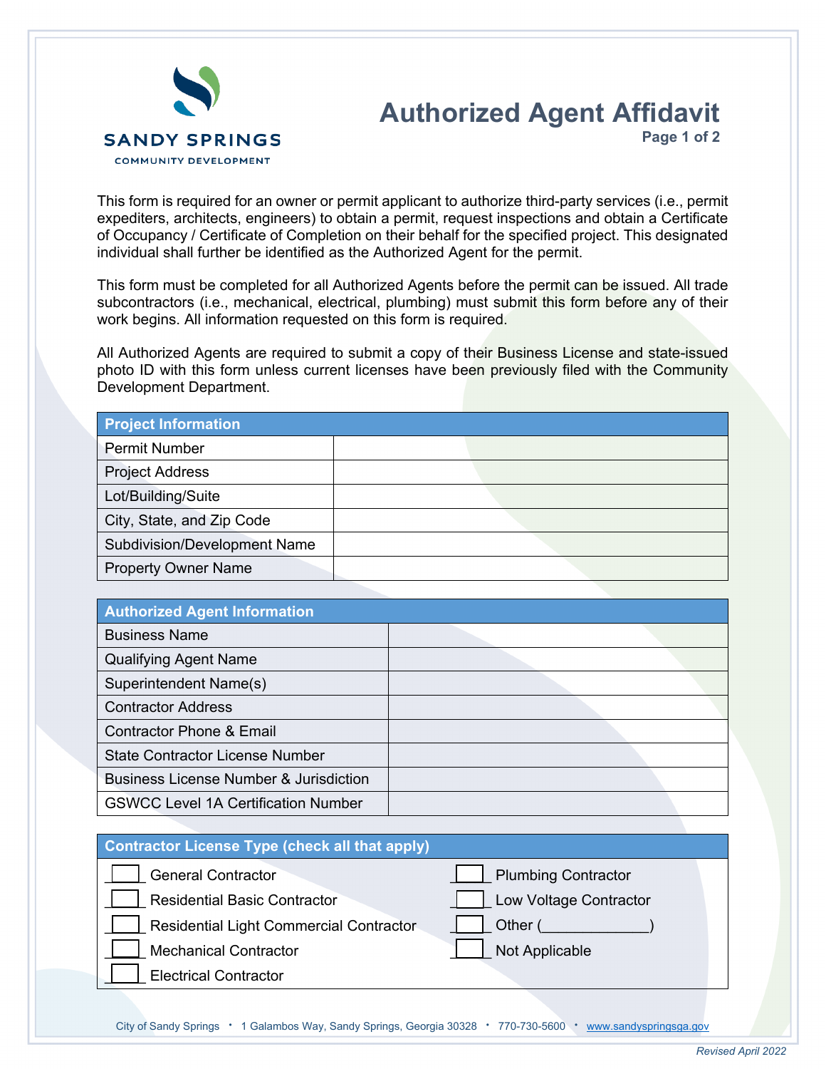SANDY SPRINGS
COMMUNITY DEVELOPMENT

# Authorized Agent Affidavit

This form is required for an owner or permit applicant to authorize third-party services (i.e., permit expediters, architects, engineers) to obtain a permit, request inspections and obtain a Certificate of Occupancy / Certificate of Completion on their behalf for the specified project. This designated individual shall further be identified as the Authorized Agent for the permit.

This form must be completed for all Authorized Agents before the permit can be issued. All trade subcontractors (i.e., mechanical, electrical, plumbing) must submit this form before any of their work begins. All information requested on this form is required.

All Authorized Agents are required to submit a copy of their Business License and state-issued photo ID with this form unless current licenses have been previously filed with the Community Development Department.

| Project Information | |
|---|---|
| Permit Number | |
| Project Address | |
| Lot/Building/Suite | |
| City, State, and Zip Code | |
| Subdivision/Development Name | |
| Property Owner Name | |

| Authorized Agent Information | |
|---|---|
| Business Name | |
| Qualifying Agent Name | |
| Superintendent Name(s) | |
| Contractor Address | |
| Contractor Phone & Email | |
| State Contractor License Number | |
| Business License Number & Jurisdiction | |
| GSWCC Level 1A Certification Number | |

**Contractor License Type (check all that apply)**

- ☐ General Contractor
- ☐ Residential Basic Contractor
- ☐ Residential Light Commercial Contractor
- ☐ Mechanical Contractor
- ☐ Electrical Contractor
- ☐ Plumbing Contractor
- ☐ Low Voltage Contractor
- ☐ Other (_____________)
- ☐ Not Applicable

City of Sandy Springs • 1 Galambos Way, Sandy Springs, Georgia 30328 • 770-730-5600 • www.sandyspringsga.gov

*Revised April 2022*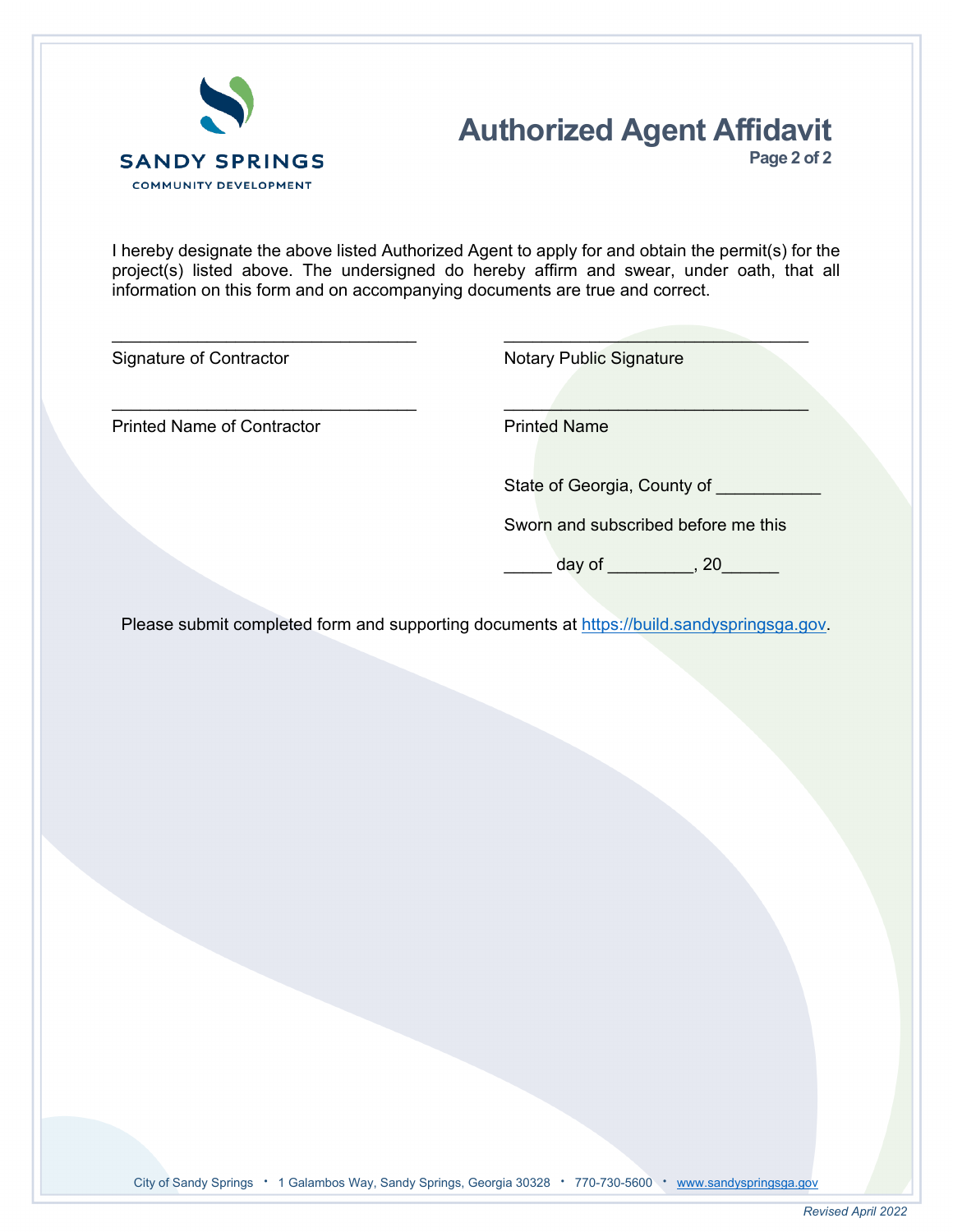SANDY SPRINGS

COMMUNITY DEVELOPMENT

# Authorized Agent Affidavit

I hereby designate the above listed Authorized Agent to apply for and obtain the permit(s) for the project(s) listed above. The undersigned do hereby affirm and swear, under oath, that all information on this form and on accompanying documents are true and correct.

| | |
|---|---|
| ________________________________ | ________________________________ |
| Signature of Contractor | Notary Public Signature |
| ________________________________ | ________________________________ |
| Printed Name of Contractor | Printed Name |
| | State of Georgia, County of ___________ |
| | Sworn and subscribed before me this |
| | _____ day of _________, 20______ |

Please submit completed form and supporting documents at [https://build.sandyspringsga.gov](https://build.sandyspringsga.gov).

City of Sandy Springs • 1 Galambos Way, Sandy Springs, Georgia 30328 • 770-730-5600 • [www.sandyspringsga.gov](http://www.sandyspringsga.gov)

*Revised April 2022*